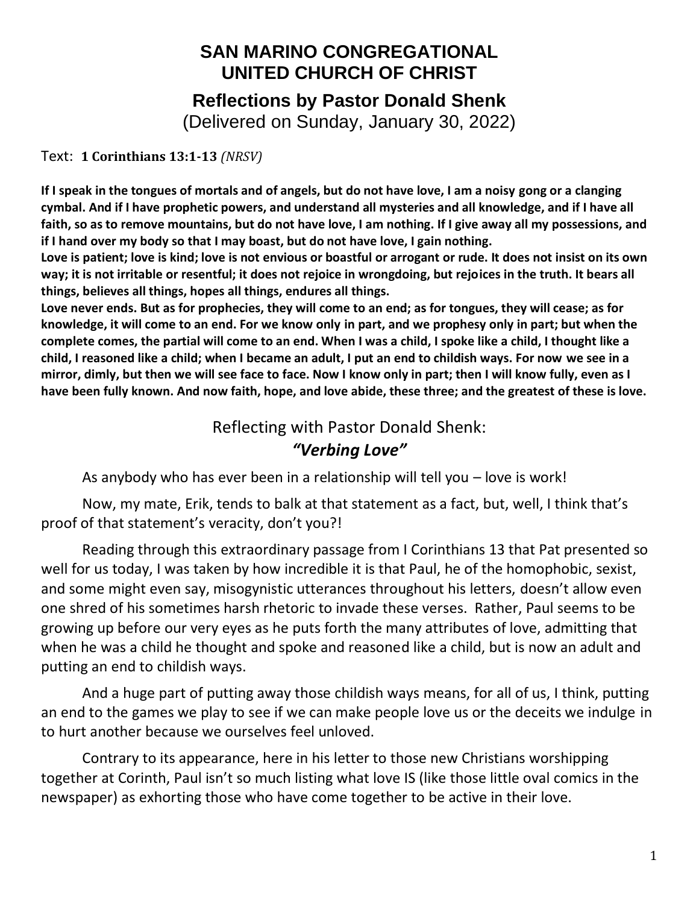# SAN MARINO CONGREGATIONAL UNITED CHURCH OF CHRIST

## Reflections by Pastor Donald Shenk

(Delivered on Sunday, January 30, 2022)

Text: **1 Corinthians 13:1-13** *(NRSV)*

**If I speak in the tongues of mortals and of angels, but do not have love, I am a noisy gong or a clanging cymbal. And if I have prophetic powers, and understand all mysteries and all knowledge, and if I have all faith, so as to remove mountains, but do not have love, I am nothing. If I give away all my possessions, and if I hand over my body so that I may boast, but do not have love, I gain nothing.**

**Love is patient; love is kind; love is not envious or boastful or arrogant or rude. It does not insist on its own way; it is not irritable or resentful; it does not rejoice in wrongdoing, but rejoices in the truth. It bears all things, believes all things, hopes all things, endures all things.**

**Love never ends. But as for prophecies, they will come to an end; as for tongues, they will cease; as for knowledge, it will come to an end. For we know only in part, and we prophesy only in part; but when the complete comes, the partial will come to an end. When I was a child, I spoke like a child, I thought like a child, I reasoned like a child; when I became an adult, I put an end to childish ways. For now we see in a mirror, dimly, but then we will see face to face. Now I know only in part; then I will know fully, even as I have been fully known. And now faith, hope, and love abide, these three; and the greatest of these is love.**

## Reflecting with Pastor Donald Shenk:
## *"Verbing Love"*

As anybody who has ever been in a relationship will tell you – love is work!

Now, my mate, Erik, tends to balk at that statement as a fact, but, well, I think that's proof of that statement's veracity, don't you?!

Reading through this extraordinary passage from I Corinthians 13 that Pat presented so well for us today, I was taken by how incredible it is that Paul, he of the homophobic, sexist, and some might even say, misogynistic utterances throughout his letters, doesn't allow even one shred of his sometimes harsh rhetoric to invade these verses. Rather, Paul seems to be growing up before our very eyes as he puts forth the many attributes of love, admitting that when he was a child he thought and spoke and reasoned like a child, but is now an adult and putting an end to childish ways.

And a huge part of putting away those childish ways means, for all of us, I think, putting an end to the games we play to see if we can make people love us or the deceits we indulge in to hurt another because we ourselves feel unloved.

Contrary to its appearance, here in his letter to those new Christians worshipping together at Corinth, Paul isn't so much listing what love IS (like those little oval comics in the newspaper) as exhorting those who have come together to be active in their love.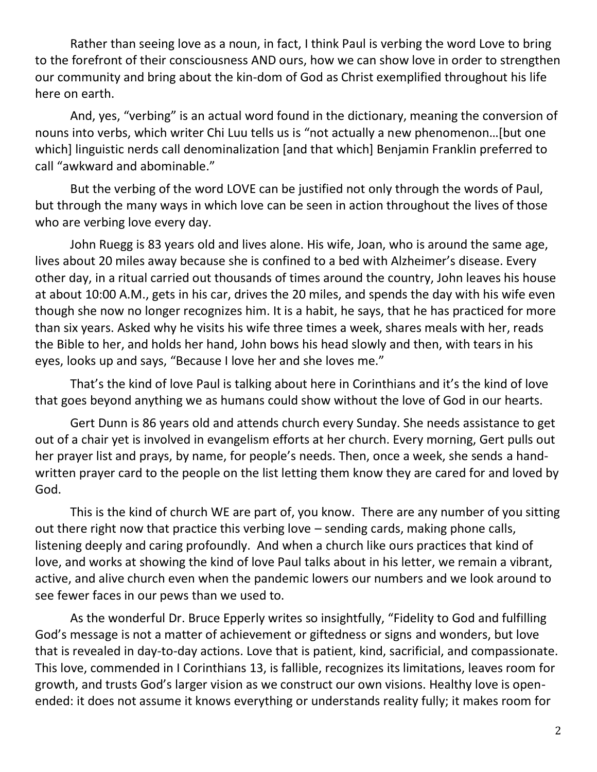Rather than seeing love as a noun, in fact, I think Paul is verbing the word Love to bring to the forefront of their consciousness AND ours, how we can show love in order to strengthen our community and bring about the kin-dom of God as Christ exemplified throughout his life here on earth.

And, yes, "verbing" is an actual word found in the dictionary, meaning the conversion of nouns into verbs, which writer Chi Luu tells us is "not actually a new phenomenon…[but one which] linguistic nerds call denominalization [and that which] Benjamin Franklin preferred to call "awkward and abominable."

But the verbing of the word LOVE can be justified not only through the words of Paul, but through the many ways in which love can be seen in action throughout the lives of those who are verbing love every day.

John Ruegg is 83 years old and lives alone. His wife, Joan, who is around the same age, lives about 20 miles away because she is confined to a bed with Alzheimer's disease. Every other day, in a ritual carried out thousands of times around the country, John leaves his house at about 10:00 A.M., gets in his car, drives the 20 miles, and spends the day with his wife even though she now no longer recognizes him. It is a habit, he says, that he has practiced for more than six years. Asked why he visits his wife three times a week, shares meals with her, reads the Bible to her, and holds her hand, John bows his head slowly and then, with tears in his eyes, looks up and says, "Because I love her and she loves me."

That's the kind of love Paul is talking about here in Corinthians and it's the kind of love that goes beyond anything we as humans could show without the love of God in our hearts.

Gert Dunn is 86 years old and attends church every Sunday. She needs assistance to get out of a chair yet is involved in evangelism efforts at her church. Every morning, Gert pulls out her prayer list and prays, by name, for people's needs. Then, once a week, she sends a hand-written prayer card to the people on the list letting them know they are cared for and loved by God.

This is the kind of church WE are part of, you know. There are any number of you sitting out there right now that practice this verbing love – sending cards, making phone calls, listening deeply and caring profoundly. And when a church like ours practices that kind of love, and works at showing the kind of love Paul talks about in his letter, we remain a vibrant, active, and alive church even when the pandemic lowers our numbers and we look around to see fewer faces in our pews than we used to.

As the wonderful Dr. Bruce Epperly writes so insightfully, "Fidelity to God and fulfilling God's message is not a matter of achievement or giftedness or signs and wonders, but love that is revealed in day-to-day actions. Love that is patient, kind, sacrificial, and compassionate. This love, commended in I Corinthians 13, is fallible, recognizes its limitations, leaves room for growth, and trusts God's larger vision as we construct our own visions. Healthy love is open-ended: it does not assume it knows everything or understands reality fully; it makes room for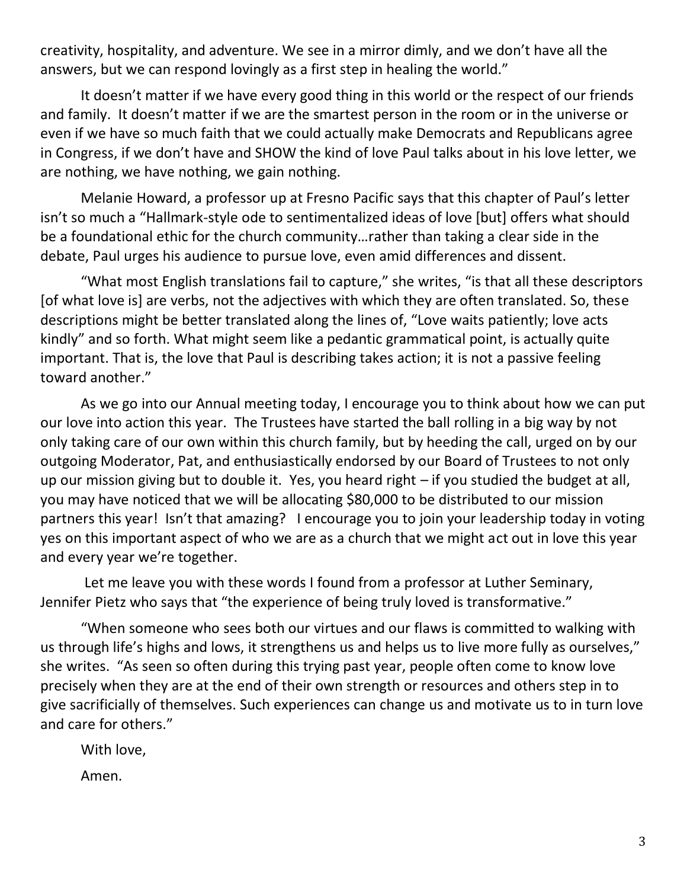creativity, hospitality, and adventure. We see in a mirror dimly, and we don't have all the answers, but we can respond lovingly as a first step in healing the world."

It doesn't matter if we have every good thing in this world or the respect of our friends and family. It doesn't matter if we are the smartest person in the room or in the universe or even if we have so much faith that we could actually make Democrats and Republicans agree in Congress, if we don't have and SHOW the kind of love Paul talks about in his love letter, we are nothing, we have nothing, we gain nothing.

Melanie Howard, a professor up at Fresno Pacific says that this chapter of Paul's letter isn't so much a "Hallmark-style ode to sentimentalized ideas of love [but] offers what should be a foundational ethic for the church community…rather than taking a clear side in the debate, Paul urges his audience to pursue love, even amid differences and dissent.

"What most English translations fail to capture," she writes, "is that all these descriptors [of what love is] are verbs, not the adjectives with which they are often translated. So, these descriptions might be better translated along the lines of, "Love waits patiently; love acts kindly" and so forth. What might seem like a pedantic grammatical point, is actually quite important. That is, the love that Paul is describing takes action; it is not a passive feeling toward another."

As we go into our Annual meeting today, I encourage you to think about how we can put our love into action this year. The Trustees have started the ball rolling in a big way by not only taking care of our own within this church family, but by heeding the call, urged on by our outgoing Moderator, Pat, and enthusiastically endorsed by our Board of Trustees to not only up our mission giving but to double it. Yes, you heard right – if you studied the budget at all, you may have noticed that we will be allocating $80,000 to be distributed to our mission partners this year! Isn't that amazing? I encourage you to join your leadership today in voting yes on this important aspect of who we are as a church that we might act out in love this year and every year we're together.

Let me leave you with these words I found from a professor at Luther Seminary, Jennifer Pietz who says that "the experience of being truly loved is transformative."

"When someone who sees both our virtues and our flaws is committed to walking with us through life's highs and lows, it strengthens us and helps us to live more fully as ourselves," she writes. "As seen so often during this trying past year, people often come to know love precisely when they are at the end of their own strength or resources and others step in to give sacrificially of themselves. Such experiences can change us and motivate us to in turn love and care for others."

With love,

Amen.